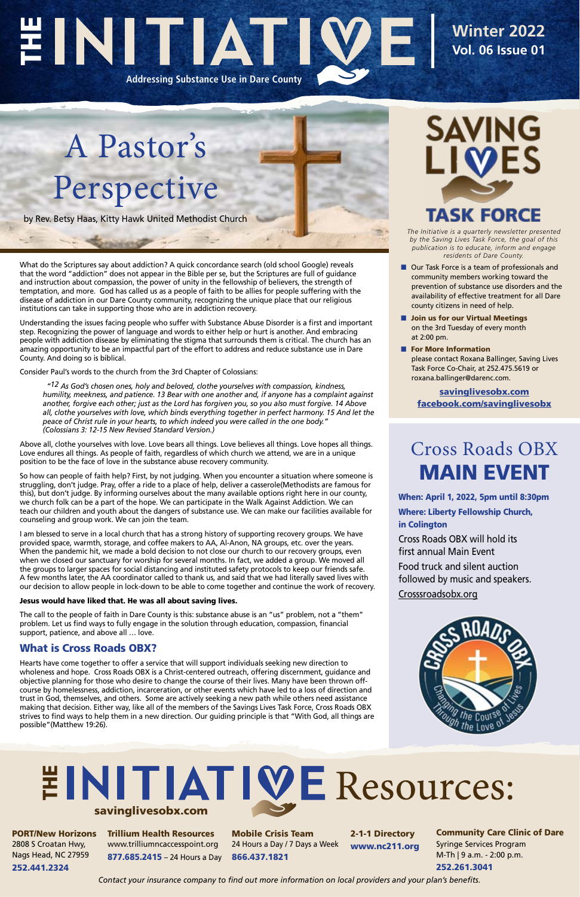# THE INITIATIVE

**Addressing Substance Use in Dare County**

**Winter 2022**
**Vol. 06 Issue 01**

# A Pastor's Perspective

by Rev. Betsy Haas, Kitty Hawk United Methodist Church

What do the Scriptures say about addiction? A quick concordance search (old school Google) reveals that the word "addiction" does not appear in the Bible per se, but the Scriptures are full of guidance and instruction about compassion, the power of unity in the fellowship of believers, the strength of temptation, and more. God has called us as a people of faith to be allies for people suffering with the disease of addiction in our Dare County community, recognizing the unique place that our religious institutions can take in supporting those who are in addiction recovery.

Understanding the issues facing people who suffer with Substance Abuse Disorder is a first and important step. Recognizing the power of language and words to either help or hurt is another. And embracing people with addiction disease by eliminating the stigma that surrounds them is critical. The church has an amazing opportunity to be an impactful part of the effort to address and reduce substance use in Dare County. And doing so is biblical.

Consider Paul's words to the church from the 3rd Chapter of Colossians:

> *"12 As God's chosen ones, holy and beloved, clothe yourselves with compassion, kindness, humility, meekness, and patience. 13 Bear with one another and, if anyone has a complaint against another, forgive each other; just as the Lord has forgiven you, so you also must forgive. 14 Above all, clothe yourselves with love, which binds everything together in perfect harmony. 15 And let the peace of Christ rule in your hearts, to which indeed you were called in the one body." (Colossians 3: 12-15 New Revised Standard Version.)*

Above all, clothe yourselves with love. Love bears all things. Love believes all things. Love hopes all things. Love endures all things. As people of faith, regardless of which church we attend, we are in a unique position to be the face of love in the substance abuse recovery community.

So how can people of faith help? First, by not judging. When you encounter a situation where someone is struggling, don't judge. Pray, offer a ride to a place of help, deliver a casserole(Methodists are famous for this), but don't judge. By informing ourselves about the many available options right here in our county, we church folk can be a part of the hope. We can participate in the Walk Against Addiction. We can teach our children and youth about the dangers of substance use. We can make our facilities available for counseling and group work. We can join the team.

I am blessed to serve in a local church that has a strong history of supporting recovery groups. We have provided space, warmth, storage, and coffee makers to AA, Al-Anon, NA groups, etc. over the years. When the pandemic hit, we made a bold decision to not close our church to our recovery groups, even when we closed our sanctuary for worship for several months. In fact, we added a group. We moved all the groups to larger spaces for social distancing and instituted safety protocols to keep our friends safe. A few months later, the AA coordinator called to thank us, and said that we had literally saved lives with our decision to allow people in lock-down to be able to come together and continue the work of recovery.

**Jesus would have liked that. He was all about saving lives.**

The call to the people of faith in Dare County is this: substance abuse is an "us" problem, not a "them" problem. Let us find ways to fully engage in the solution through education, compassion, financial support, patience, and above all … love.

## What is Cross Roads OBX?

Hearts have come together to offer a service that will support individuals seeking new direction to wholeness and hope. Cross Roads OBX is a Christ-centered outreach, offering discernment, guidance and objective planning for those who desire to change the course of their lives. Many have been thrown off-course by homelessness, addiction, incarceration, or other events which have led to a loss of direction and trust in God, themselves, and others. Some are actively seeking a new path while others need assistance making that decision. Either way, like all of the members of the Savings Lives Task Force, Cross Roads OBX strives to find ways to help them in a new direction. Our guiding principle is that "With God, all things are possible"(Matthew 19:26).

# SAVING LIVES TASK FORCE

*The Initiative is a quarterly newsletter presented by the Saving Lives Task Force, the goal of this publication is to educate, inform and engage residents of Dare County.*

- Our Task Force is a team of professionals and community members working toward the prevention of substance use disorders and the availability of effective treatment for all Dare county citizens in need of help.
- **Join us for our Virtual Meetings** on the 3rd Tuesday of every month at 2:00 pm.
- **For More Information** please contact Roxana Ballinger, Saving Lives Task Force Co-Chair, at 252.475.5619 or roxana.ballinger@darenc.com.

**savinglivesobx.com**
**facebook.com/savinglivesobx**

## Cross Roads OBX MAIN EVENT

**When: April 1, 2022, 5pm until 8:30pm**

**Where: Liberty Fellowship Church, in Colington**

Cross Roads OBX will hold its first annual Main Event

Food truck and silent auction followed by music and speakers.

Crosssroadsobx.org

Cross Roads OBX — Changing the Course of Lives Through the Love of Jesus

# THE INITIATIVE Resources:

**savinglivesobx.com**

**PORT/New Horizons**
2808 S Croatan Hwy, Nags Head, NC 27959
**252.441.2324**

**Trillium Health Resources**
www.trilliumncaccesspoint.org
**877.685.2415** – 24 Hours a Day

**Mobile Crisis Team**
24 Hours a Day / 7 Days a Week
**866.437.1821**

**2-1-1 Directory**
**www.nc211.org**

**Community Care Clinic of Dare**
Syringe Services Program
M-Th | 9 a.m. - 2:00 p.m.
**252.261.3041**

*Contact your insurance company to find out more information on local providers and your plan's benefits.*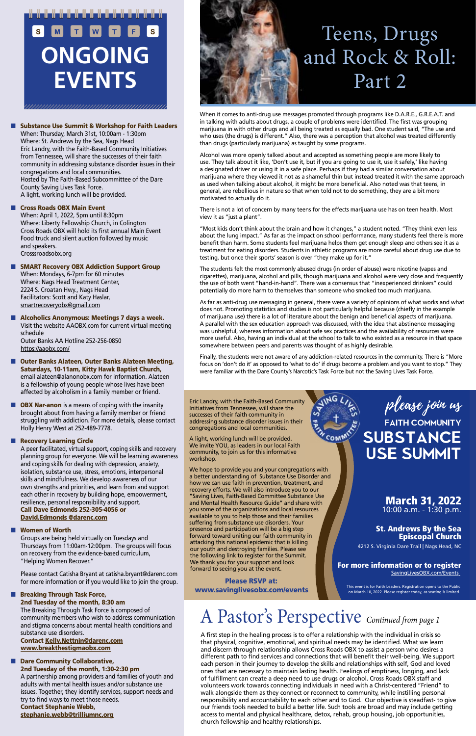# ONGOING EVENTS

S M T W T F S

- **Substance Use Summit & Workshop for Faith Leaders**
  When: Thursday, March 31st, 10:00am - 1:30pm
  Where: St. Andrews by the Sea, Nags Head
  Eric Landry, with the Faith-Based Community Initiatives from Tennessee, will share the successes of their faith community in addressing substance disorder issues in their congregations and local communities.
  Hosted by The Faith-Based Subcommittee of the Dare County Saving Lives Task Force.
  A light, working lunch will be provided.

- **Cross Roads OBX Main Event**
  When: April 1, 2022, 5pm until 8:30pm
  Where: Liberty Fellowship Church, in Colington
  Cross Roads OBX will hold its first annual Main Event
  Food truck and silent auction followed by music and speakers.
  Crosssroadsobx.org

- **SMART Recovery OBX Addiction Support Group**
  When: Mondays, 6-7pm for 60 minutes
  Where: Nags Head Treatment Center, 2224 S. Croatan Hwy., Nags Head
  Facilitators: Scott and Katy Haslar, smartrecoveryobx@gmail.com

- **Alcoholics Anonymous: Meetings 7 days a week.**
  Visit the website AAOBX.com for current virtual meeting schedule
  Outer Banks AA Hotline 252-256-0850
  https://aaobx.com/

- **Outer Banks Alateen, Outer Banks Alateen Meeting, Saturdays, 10-11am, Kitty Hawk Baptist Church,** email alateen@alanoobx.com for information. Alateen is a fellowship of young people whose lives have been affected by alcoholism in a family member or friend.

- **OBX Nar-anon** is a means of coping with the insanity brought about from having a family member or friend struggling with addiction. For more details, please contact Holly Henry West at 252-489-7778.

- **Recovery Learning Circle**
  A peer facilitated, virtual support, coping skills and recovery planning group for everyone. We will be learning awareness and coping skills for dealing with depression, anxiety, isolation, substance use, stress, emotions, interpersonal skills and mindfulness. We develop awareness of our own strengths and priorities, and learn from and support each other in recovery by building hope, empowerment, resilience, personal responsibility and support.
  **Call Dave Edmonds 252-305-4056 or David.Edmonds @darenc.com**

- **Women of Worth**
  Groups are being held virtually on Tuesdays and Thursdays from 11:00am-12:00pm. The groups will focus on recovery from the evidence-based curriculum, "Helping Women Recover."

  Please contact Catisha Bryant at catisha.bryant@darenc.com for more information or if you would like to join the group.

- **Breaking Through Task Force, 2nd Tuesday of the month, 8:30 am**
  The Breaking Through Task Force is composed of community members who wish to address communication and stigma concerns about mental health conditions and substance use disorders.
  **Contact Kelly.Nettnin@darenc.com www.breakthestigmaobx.com**

- **Dare Community Collaborative, 2nd Tuesday of the month, 1:30-2:30 pm**
  A partnership among providers and families of youth and adults with mental health issues and/or substance use issues. Together, they identify services, support needs and try to find ways to meet those needs.
  **Contact Stephanie Webb, stephanie.webb@trilliumnc.org**

# Teens, Drugs and Rock & Roll: Part 2

When it comes to anti-drug use messages promoted through programs like D.A.R.E., G.R.E.A.T. and in talking with adults about drugs, a couple of problems were identified. The first was grouping marijuana in with other drugs and all being treated as equally bad. One student said, "The use and who uses (the drugs) is different." Also, there was a perception that alcohol was treated differently than drugs (particularly marijuana) as taught by some programs.

Alcohol was more openly talked about and accepted as something people are more likely to use. They talk about it like, 'Don't use it, but if you are going to use it, use it safely,' like having a designated driver or using it in a safe place. Perhaps if they had a similar conversation about marijuana where they viewed it not as a shameful thin but instead treated it with the same approach as used when talking about alcohol, it might be more beneficial. Also noted was that teens, in general, are rebellious in nature so that when told not to do something, they are a bit more motivated to actually do it.

There is not a lot of concern by many teens for the effects marijuana use has on teen health. Most view it as "just a plant".

"Most kids don't think about the brain and how it changes," a student noted. "They think even less about the lung impact." As far as the impact on school performance, many students feel there is more benefit than harm. Some students feel marijuana helps them get enough sleep and others see it as a treatment for eating disorders. Students in athletic programs are more careful about drug use due to testing, but once their sports' season is over "they make up for it."

The students felt the most commonly abused drugs (in order of abuse) were nicotine (vapes and cigarettes), marijuana, alcohol and pills, though marijuana and alcohol were very close and frequently the use of both went "hand-in-hand". There was a consensus that "inexperienced drinkers" could potentially do more harm to themselves than someone who smoked too much marijuana.

As far as anti-drug use messaging in general, there were a variety of opinions of what works and what does not. Promoting statistics and studies is not particularly helpful because (chiefly in the example of marijuana use) there is a lot of literature about the benign and beneficial aspects of marijuana. A parallel with the sex education approach was discussed, with the idea that abstinence messaging was unhelpful, whereas information about safe sex practices and the availability of resources were more useful. Also, having an individual at the school to talk to who existed as a resource in that space somewhere between peers and parents was thought of as highly desirable.

Finally, the students were not aware of any addiction-related resources in the community. There is "More focus on 'don't do it' as opposed to 'what to do' if drugs become a problem and you want to stop." They were familiar with the Dare County's Narcotic's Task Force but not the Saving Lives Task Force.

---

Eric Landry, with the Faith-Based Community Initiatives from Tennessee, will share the successes of their faith community in addressing substance disorder issues in their congregations and local communities.

A light, working lunch will be provided. We invite YOU, as leaders in our local Faith community, to join us for this informative workshop.

We hope to provide you and your congregations with a better understanding of Substance Use Disorder and how we can use faith in prevention, treatment, and recovery efforts. We will also introduce you to our "Saving Lives, Faith-Based Committee Substance Use and Mental Health Resource Guide" and share with you some of the organizations and local resources available to you to help those and their families suffering from substance use disorders. Your presence and participation will be a big step forward toward uniting our faith community in attacking this national epidemic that is killing our youth and destroying families. Please see the following link to register for the Summit. We thank you for your support and look forward to seeing you at the event.

**Please RSVP at: www.savinglivesobx.com/events**

SAVING LIVES FAITH COMMITTEE

*please join us*

**FAITH COMMUNITY**

## SUBSTANCE USE SUMMIT

**March 31, 2022**
10:00 a.m. - 1:30 p.m.

**St. Andrews By the Sea Episcopal Church**
4212 S. Virginia Dare Trail | Nags Head, NC

**For more information or to register**
SavingLivesOBX.com/Events

This event is for Faith Leaders. Registration opens to the Public on March 10, 2022. Please register today, as seating is limited.

# A Pastor's Perspective *Continued from page 1*

A first step in the healing process is to offer a relationship with the individual in crisis so that physical, cognitive, emotional, and spiritual needs may be identified. What we learn and discern through relationship allows Cross Roads OBX to assist a person who desires a different path to find services and connections that will benefit their well-being. We support each person in their journey to develop the skills and relationships with self, God and loved ones that are necessary to maintain lasting health. Feelings of emptiness, longing, and lack of fulfillment can create a deep need to use drugs or alcohol. Cross Roads OBX staff and volunteers work towards connecting individuals in need with a Christ-centered "Friend" to walk alongside them as they connect or reconnect to community, while instilling personal responsibility and accountability to each other and to God. Our objective is steadfast- to give our friends tools needed to build a better life. Such tools are broad and may include getting access to mental and physical healthcare, detox, rehab, group housing, job opportunities, church fellowship and healthy relationships.